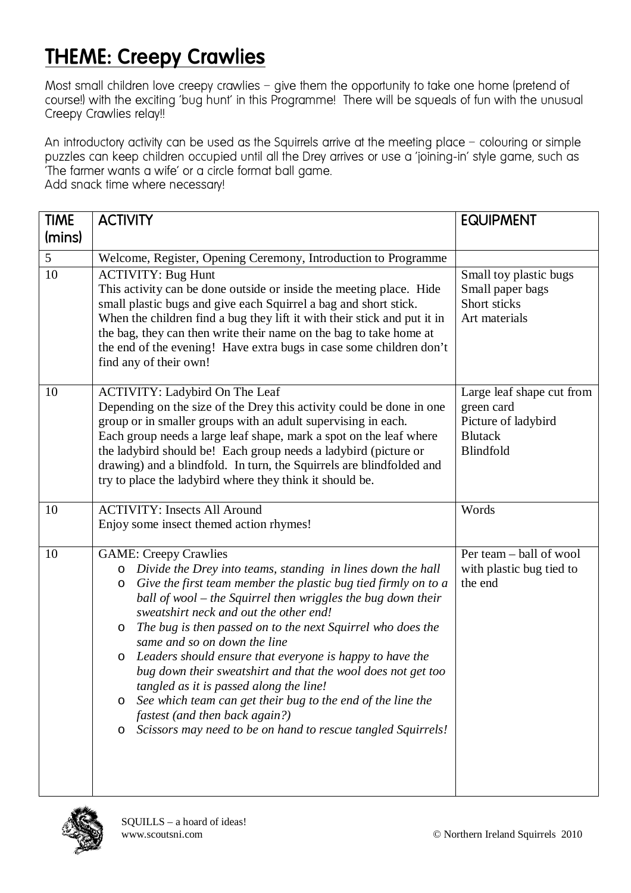# THEME: Creepy Crawlies

Most small children love creepy crawlies – give them the opportunity to take one home (pretend of course!) with the exciting 'bug hunt' in this Programme! There will be squeals of fun with the unusual Creepy Crawlies relay!!

An introductory activity can be used as the Squirrels arrive at the meeting place – colouring or simple puzzles can keep children occupied until all the Drey arrives or use a 'joining-in' style game, such as 'The farmer wants a wife' or a circle format ball game.
Add snack time where necessary!

| TIME (mins) | ACTIVITY | EQUIPMENT |
|---|---|---|
| 5 | Welcome, Register, Opening Ceremony, Introduction to Programme | |
| 10 | ACTIVITY: Bug Hunt<br>This activity can be done outside or inside the meeting place. Hide small plastic bugs and give each Squirrel a bag and short stick. When the children find a bug they lift it with their stick and put it in the bag, they can then write their name on the bag to take home at the end of the evening! Have extra bugs in case some children don't find any of their own! | Small toy plastic bugs<br>Small paper bags<br>Short sticks<br>Art materials |
| 10 | ACTIVITY: Ladybird On The Leaf<br>Depending on the size of the Drey this activity could be done in one group or in smaller groups with an adult supervising in each. Each group needs a large leaf shape, mark a spot on the leaf where the ladybird should be! Each group needs a ladybird (picture or drawing) and a blindfold. In turn, the Squirrels are blindfolded and try to place the ladybird where they think it should be. | Large leaf shape cut from green card<br>Picture of ladybird<br>Blutack<br>Blindfold |
| 10 | ACTIVITY: Insects All Around<br>Enjoy some insect themed action rhymes! | Words |
| 10 | GAME: Creepy Crawlies<br>o *Divide the Drey into teams, standing in lines down the hall*<br>o *Give the first team member the plastic bug tied firmly on to a ball of wool – the Squirrel then wriggles the bug down their sweatshirt neck and out the other end!*<br>o *The bug is then passed on to the next Squirrel who does the same and so on down the line*<br>o *Leaders should ensure that everyone is happy to have the bug down their sweatshirt and that the wool does not get too tangled as it is passed along the line!*<br>o *See which team can get their bug to the end of the line the fastest (and then back again?)*<br>o *Scissors may need to be on hand to rescue tangled Squirrels!* | Per team – ball of wool with plastic bug tied to the end |

SQUILLS – a hoard of ideas!
www.scoutsni.com
© Northern Ireland Squirrels 2010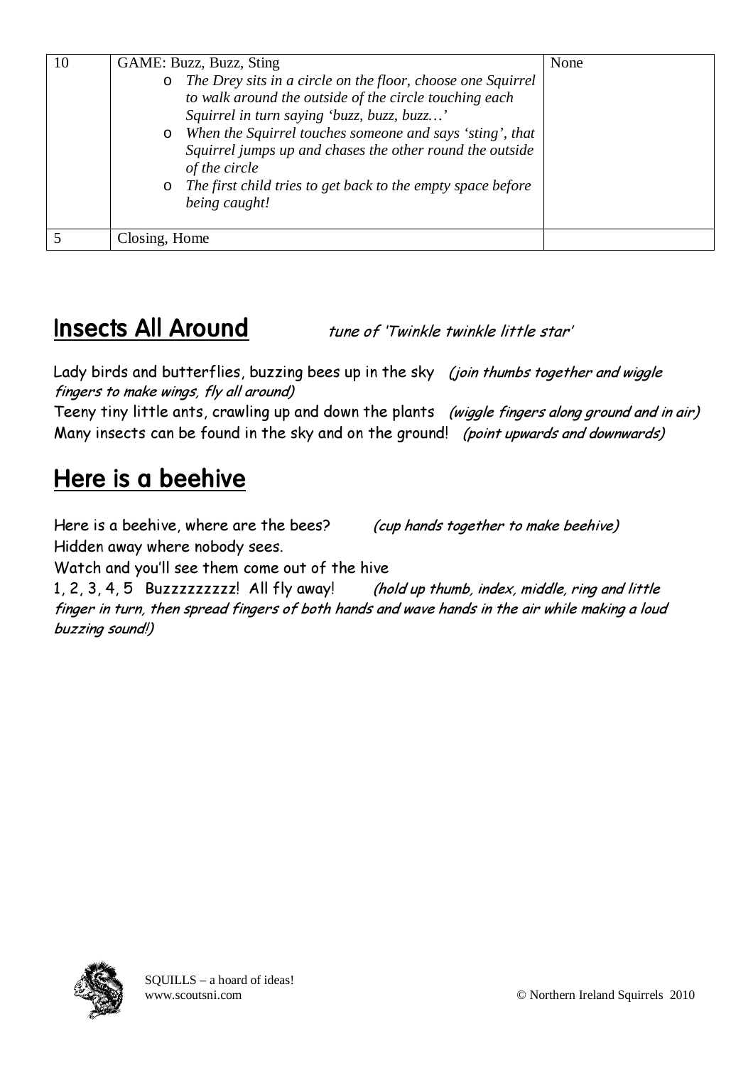| | | |
|---|---|---|
| 10 | GAME: Buzz, Buzz, Sting<br>- *The Drey sits in a circle on the floor, choose one Squirrel to walk around the outside of the circle touching each Squirrel in turn saying 'buzz, buzz, buzz…'*<br>- *When the Squirrel touches someone and says 'sting', that Squirrel jumps up and chases the other round the outside of the circle*<br>- *The first child tries to get back to the empty space before being caught!* | None |
| 5 | Closing, Home | |

## Insects All Around

*tune of 'Twinkle twinkle little star'*

Lady birds and butterflies, buzzing bees up in the sky *(join thumbs together and wiggle fingers to make wings, fly all around)*
Teeny tiny little ants, crawling up and down the plants *(wiggle fingers along ground and in air)*
Many insects can be found in the sky and on the ground! *(point upwards and downwards)*

## Here is a beehive

Here is a beehive, where are the bees? *(cup hands together to make beehive)*
Hidden away where nobody sees.
Watch and you'll see them come out of the hive
1, 2, 3, 4, 5 Buzzzzzzzzz! All fly away! *(hold up thumb, index, middle, ring and little finger in turn, then spread fingers of both hands and wave hands in the air while making a loud buzzing sound!)*